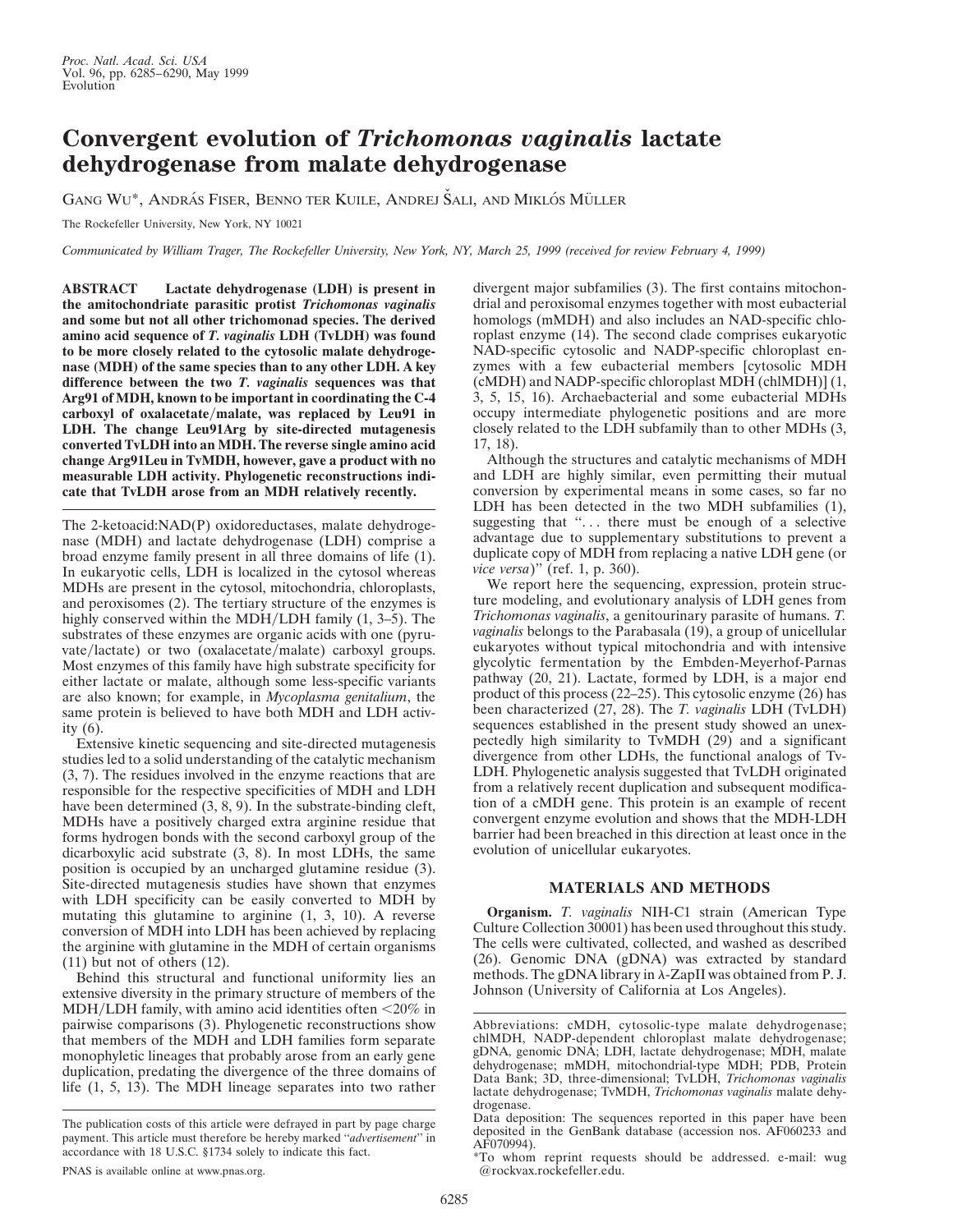# Convergent evolution of *Trichomonas vaginalis* lactate dehydrogenase from malate dehydrogenase

Gang Wu*, András Fiser, Benno ter Kuile, Andrej Šali, and Miklós Müller

The Rockefeller University, New York, NY 10021

*Communicated by William Trager, The Rockefeller University, New York, NY, March 25, 1999 (received for review February 4, 1999)*

**ABSTRACT** **Lactate dehydrogenase (LDH) is present in the amitochondriate parasitic protist *Trichomonas vaginalis* and some but not all other trichomonad species. The derived amino acid sequence of *T. vaginalis* LDH (TvLDH) was found to be more closely related to the cytosolic malate dehydrogenase (MDH) of the same species than to any other LDH. A key difference between the two *T. vaginalis* sequences was that Arg91 of MDH, known to be important in coordinating the C-4 carboxyl of oxalacetate/malate, was replaced by Leu91 in LDH. The change Leu91Arg by site-directed mutagenesis converted TvLDH into an MDH. The reverse single amino acid change Arg91Leu in TvMDH, however, gave a product with no measurable LDH activity. Phylogenetic reconstructions indicate that TvLDH arose from an MDH relatively recently.**

The 2-ketoacid:NAD(P) oxidoreductases, malate dehydrogenase (MDH) and lactate dehydrogenase (LDH) comprise a broad enzyme family present in all three domains of life (1). In eukaryotic cells, LDH is localized in the cytosol whereas MDHs are present in the cytosol, mitochondria, chloroplasts, and peroxisomes (2). The tertiary structure of the enzymes is highly conserved within the MDH/LDH family (1, 3–5). The substrates of these enzymes are organic acids with one (pyruvate/lactate) or two (oxalacetate/malate) carboxyl groups. Most enzymes of this family have high substrate specificity for either lactate or malate, although some less-specific variants are also known; for example, in *Mycoplasma genitalium*, the same protein is believed to have both MDH and LDH activity (6).

Extensive kinetic sequencing and site-directed mutagenesis studies led to a solid understanding of the catalytic mechanism (3, 7). The residues involved in the enzyme reactions that are responsible for the respective specificities of MDH and LDH have been determined (3, 8, 9). In the substrate-binding cleft, MDHs have a positively charged extra arginine residue that forms hydrogen bonds with the second carboxyl group of the dicarboxylic acid substrate (3, 8). In most LDHs, the same position is occupied by an uncharged glutamine residue (3). Site-directed mutagenesis studies have shown that enzymes with LDH specificity can be easily converted to MDH by mutating this glutamine to arginine (1, 3, 10). A reverse conversion of MDH into LDH has been achieved by replacing the arginine with glutamine in the MDH of certain organisms (11) but not of others (12).

Behind this structural and functional uniformity lies an extensive diversity in the primary structure of members of the MDH/LDH family, with amino acid identities often <20% in pairwise comparisons (3). Phylogenetic reconstructions show that members of the MDH and LDH families form separate monophyletic lineages that probably arose from an early gene duplication, predating the divergence of the three domains of life (1, 5, 13). The MDH lineage separates into two rather divergent major subfamilies (3). The first contains mitochondrial and peroxisomal enzymes together with most eubacterial homologs (mMDH) and also includes an NAD-specific chloroplast enzyme (14). The second clade comprises eukaryotic NAD-specific cytosolic and NADP-specific chloroplast enzymes with a few eubacterial members [cytosolic MDH (cMDH) and NADP-specific chloroplast MDH (chlMDH)] (1, 3, 5, 15, 16). Archaebacterial and some eubacterial MDHs occupy intermediate phylogenetic positions and are more closely related to the LDH subfamily than to other MDHs (3, 17, 18).

Although the structures and catalytic mechanisms of MDH and LDH are highly similar, even permitting their mutual conversion by experimental means in some cases, so far no LDH has been detected in the two MDH subfamilies (1), suggesting that ". . . there must be enough of a selective advantage due to supplementary substitutions to prevent a duplicate copy of MDH from replacing a native LDH gene (or *vice versa*)" (ref. 1, p. 360).

We report here the sequencing, expression, protein structure modeling, and evolutionary analysis of LDH genes from *Trichomonas vaginalis*, a genitourinary parasite of humans. *T. vaginalis* belongs to the Parabasala (19), a group of unicellular eukaryotes without typical mitochondria and with intensive glycolytic fermentation by the Embden-Meyerhof-Parnas pathway (20, 21). Lactate, formed by LDH, is a major end product of this process (22–25). This cytosolic enzyme (26) has been characterized (27, 28). The *T. vaginalis* LDH (TvLDH) sequences established in the present study showed an unexpectedly high similarity to TvMDH (29) and a significant divergence from other LDHs, the functional analogs of TvLDH. Phylogenetic analysis suggested that TvLDH originated from a relatively recent duplication and subsequent modification of a cMDH gene. This protein is an example of recent convergent enzyme evolution and shows that the MDH-LDH barrier had been breached in this direction at least once in the evolution of unicellular eukaryotes.

## MATERIALS AND METHODS

**Organism.** *T. vaginalis* NIH-C1 strain (American Type Culture Collection 30001) has been used throughout this study. The cells were cultivated, collected, and washed as described (26). Genomic DNA (gDNA) was extracted by standard methods. The gDNA library in λ-ZapII was obtained from P. J. Johnson (University of California at Los Angeles).

---

The publication costs of this article were defrayed in part by page charge payment. This article must therefore be hereby marked "*advertisement*" in accordance with 18 U.S.C. §1734 solely to indicate this fact.

PNAS is available online at www.pnas.org.

Abbreviations: cMDH, cytosolic-type malate dehydrogenase; chlMDH, NADP-dependent chloroplast malate dehydrogenase; gDNA, genomic DNA; LDH, lactate dehydrogenase; MDH, malate dehydrogenase; mMDH, mitochondrial-type MDH; PDB, Protein Data Bank; 3D, three-dimensional; TvLDH, *Trichomonas vaginalis* lactate dehydrogenase; TvMDH, *Trichomonas vaginalis* malate dehydrogenase.

Data deposition: The sequences reported in this paper have been deposited in the GenBank database (accession nos. AF060233 and AF070994).

*To whom reprint requests should be addressed. e-mail: wug@rockvax.rockefeller.edu.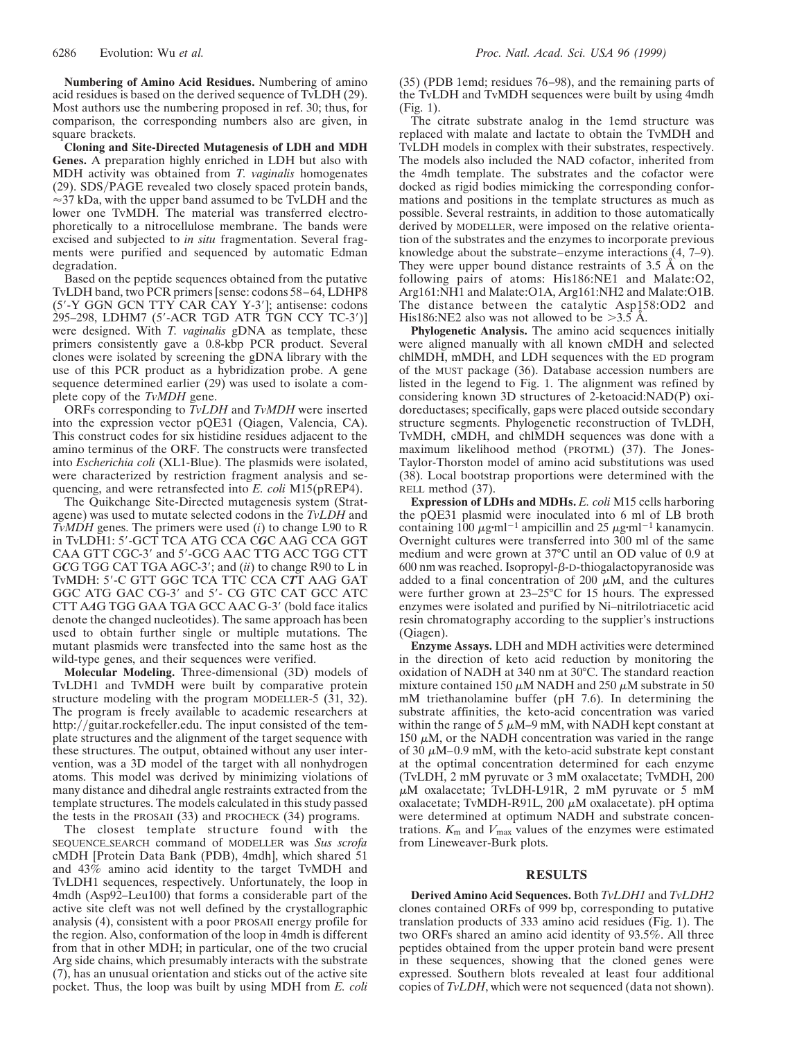**Numbering of Amino Acid Residues.** Numbering of amino acid residues is based on the derived sequence of TvLDH (29). Most authors use the numbering proposed in ref. 30; thus, for comparison, the corresponding numbers also are given, in square brackets.

**Cloning and Site-Directed Mutagenesis of LDH and MDH Genes.** A preparation highly enriched in LDH but also with MDH activity was obtained from *T. vaginalis* homogenates (29). SDS/PAGE revealed two closely spaced protein bands, ≈37 kDa, with the upper band assumed to be TvLDH and the lower one TvMDH. The material was transferred electrophoretically to a nitrocellulose membrane. The bands were excised and subjected to *in situ* fragmentation. Several fragments were purified and sequenced by automatic Edman degradation.

Based on the peptide sequences obtained from the putative TvLDH band, two PCR primers [sense: codons 58–64, LDHP8 (5′-Y GGN GCN TTY CAR CAY Y-3′]; antisense: codons 295–298, LDHM7 (5′-ACR TGD ATR TGN CCY TC-3′)] were designed. With *T. vaginalis* gDNA as template, these primers consistently gave a 0.8-kbp PCR product. Several clones were isolated by screening the gDNA library with the use of this PCR product as a hybridization probe. A gene sequence determined earlier (29) was used to isolate a complete copy of the *TvMDH* gene.

ORFs corresponding to *TvLDH* and *TvMDH* were inserted into the expression vector pQE31 (Qiagen, Valencia, CA). This construct codes for six histidine residues adjacent to the amino terminus of the ORF. The constructs were transfected into *Escherichia coli* (XL1-Blue). The plasmids were isolated, were characterized by restriction fragment analysis and sequencing, and were retransfected into *E. coli* M15(pREP4).

The Quikchange Site-Directed mutagenesis system (Stratagene) was used to mutate selected codons in the *TvLDH* and *TvMDH* genes. The primers were used (*i*) to change L90 to R in TvLDH1: 5′-GCT TCA ATG CCA C***G***C AAG CCA GGT CAA GTT CGC-3′ and 5′-GCG AAC TTG ACC TGG CTT G***C***G TGG CAT TGA AGC-3′; and (*ii*) to change R90 to L in TvMDH: 5′-C GTT GGC TCA TTC CCA C***T***T AAG GAT GGC ATG GAC CG-3′ and 5′- CG GTC CAT GCC ATC CTT A***A***G TGG GAA TGA GCC AAC G-3′ (bold face italics denote the changed nucleotides). The same approach has been used to obtain further single or multiple mutations. The mutant plasmids were transfected into the same host as the wild-type genes, and their sequences were verified.

**Molecular Modeling.** Three-dimensional (3D) models of TvLDH1 and TvMDH were built by comparative protein structure modeling with the program MODELLER-5 (31, 32). The program is freely available to academic researchers at http://guitar.rockefeller.edu. The input consisted of the template structures and the alignment of the target sequence with these structures. The output, obtained without any user intervention, was a 3D model of the target with all nonhydrogen atoms. This model was derived by minimizing violations of many distance and dihedral angle restraints extracted from the template structures. The models calculated in this study passed the tests in the PROSAII (33) and PROCHECK (34) programs.

The closest template structure found with the SEQUENCE_SEARCH command of MODELLER was *Sus scrofa* cMDH [Protein Data Bank (PDB), 4mdh], which shared 51 and 43% amino acid identity to the target TvMDH and TvLDH1 sequences, respectively. Unfortunately, the loop in 4mdh (Asp92–Leu100) that forms a considerable part of the active site cleft was not well defined by the crystallographic analysis (4), consistent with a poor PROSAII energy profile for the region. Also, conformation of the loop in 4mdh is different from that in other MDH; in particular, one of the two crucial Arg side chains, which presumably interacts with the substrate (7), has an unusual orientation and sticks out of the active site pocket. Thus, the loop was built by using MDH from *E. coli* (35) (PDB 1emd; residues 76–98), and the remaining parts of the TvLDH and TvMDH sequences were built by using 4mdh (Fig. 1).

The citrate substrate analog in the 1emd structure was replaced with malate and lactate to obtain the TvMDH and TvLDH models in complex with their substrates, respectively. The models also included the NAD cofactor, inherited from the 4mdh template. The substrates and the cofactor were docked as rigid bodies mimicking the corresponding conformations and positions in the template structures as much as possible. Several restraints, in addition to those automatically derived by MODELLER, were imposed on the relative orientation of the substrates and the enzymes to incorporate previous knowledge about the substrate–enzyme interactions (4, 7–9). They were upper bound distance restraints of 3.5 Å on the following pairs of atoms: His186:NE1 and Malate:O2, Arg161:NH1 and Malate:O1A, Arg161:NH2 and Malate:O1B. The distance between the catalytic Asp158:OD2 and His186:NE2 also was not allowed to be >3.5 Å.

**Phylogenetic Analysis.** The amino acid sequences initially were aligned manually with all known cMDH and selected chlMDH, mMDH, and LDH sequences with the ED program of the MUST package (36). Database accession numbers are listed in the legend to Fig. 1. The alignment was refined by considering known 3D structures of 2-ketoacid:NAD(P) oxidoreductases; specifically, gaps were placed outside secondary structure segments. Phylogenetic reconstruction of TvLDH, TvMDH, cMDH, and chlMDH sequences was done with a maximum likelihood method (PROTML) (37). The Jones-Taylor-Thorston model of amino acid substitutions was used (38). Local bootstrap proportions were determined with the RELL method (37).

**Expression of LDHs and MDHs.** *E. coli* M15 cells harboring the pQE31 plasmid were inoculated into 6 ml of LB broth containing 100 $\mu$g·ml$^{-1}$ ampicillin and 25 $\mu$g·ml$^{-1}$ kanamycin. Overnight cultures were transferred into 300 ml of the same medium and were grown at 37°C until an OD value of 0.9 at 600 nm was reached. Isopropyl-$\beta$-D-thiogalactopyranoside was added to a final concentration of 200 $\mu$M, and the cultures were further grown at 23–25°C for 15 hours. The expressed enzymes were isolated and purified by Ni–nitrilotriacetic acid resin chromatography according to the supplier's instructions (Qiagen).

**Enzyme Assays.** LDH and MDH activities were determined in the direction of keto acid reduction by monitoring the oxidation of NADH at 340 nm at 30°C. The standard reaction mixture contained 150 $\mu$M NADH and 250 $\mu$M substrate in 50 mM triethanolamine buffer (pH 7.6). In determining the substrate affinities, the keto-acid concentration was varied within the range of 5 $\mu$M–9 mM, with NADH kept constant at 150 $\mu$M, or the NADH concentration was varied in the range of 30 $\mu$M–0.9 mM, with the keto-acid substrate kept constant at the optimal concentration determined for each enzyme (TvLDH, 2 mM pyruvate or 3 mM oxalacetate; TvMDH, 200 $\mu$M oxalacetate; TvLDH-L91R, 2 mM pyruvate or 5 mM oxalacetate; TvMDH-R91L, 200 $\mu$M oxalacetate). pH optima were determined at optimum NADH and substrate concentrations. $K_m$ and $V_{max}$ values of the enzymes were estimated from Lineweaver-Burk plots.

## RESULTS

**Derived Amino Acid Sequences.** Both *TvLDH1* and *TvLDH2* clones contained ORFs of 999 bp, corresponding to putative translation products of 333 amino acid residues (Fig. 1). The two ORFs shared an amino acid identity of 93.5%. All three peptides obtained from the upper protein band were present in these sequences, showing that the cloned genes were expressed. Southern blots revealed at least four additional copies of *TvLDH*, which were not sequenced (data not shown).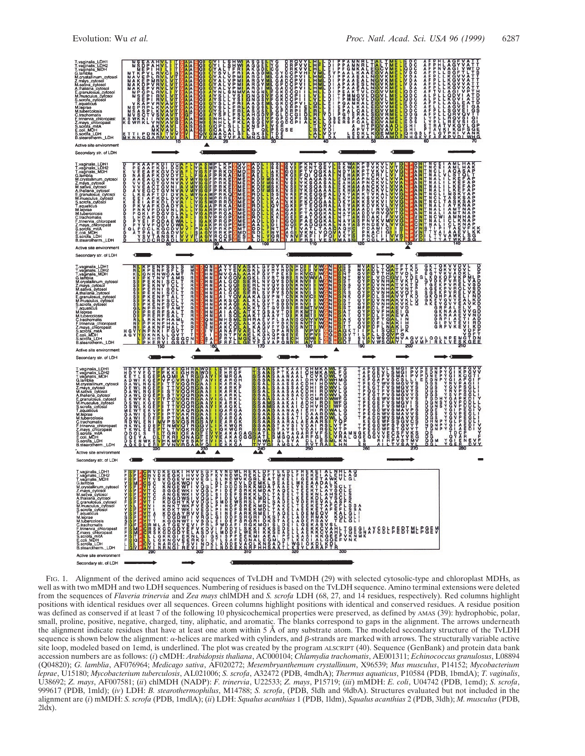Fig. 1. Alignment of the derived amino acid sequences of TvLDH and TvMDH (29) with selected cytosolic-type and chloroplast MDHs, as well as with two mMDH and two LDH sequences. Numbering of residues is based on the TvLDH sequence. Amino terminal extensions were deleted from the sequences of *Flaveria trinervia* and *Zea mays* chlMDH and *S. scrofa* LDH (68, 27, and 14 residues, respectively). Red columns highlight positions with identical residues over all sequences. Green columns highlight positions with identical and conserved residues. A residue position was defined as conserved if at least 7 of the following 10 physicochemical properties were preserved, as defined by AMAS (39): hydrophobic, polar, small, proline, positive, negative, charged, tiny, aliphatic, and aromatic. The blanks correspond to gaps in the alignment. The arrows underneath the alignment indicate residues that have at least one atom within 5 Å of any substrate atom. The modeled secondary structure of the TvLDH sequence is shown below the alignment: α-helices are marked with cylinders, and β-strands are marked with arrows. The structurally variable active site loop, modeled based on 1emd, is underlined. The plot was created by the program ALSCRIPT (40). Sequence (GenBank) and protein data bank accession numbers are as follows: (*i*) cMDH: *Arabidopsis thaliana*, AC000104; *Chlamydia trachomatis*, AE001311; *Echinococcus granulosus*, L08894 (Q04820); *G. lamblia*, AF076964; *Medicago sativa*, AF020272; *Mesembryanthemum crystallinum*, X96539; *Mus musculus*, P14152; *Mycobacterium leprae*, U15180; *Mycobacterium tuberculosis*, AL021006; *S. scrofa*, A32472 (PDB, 4mdhA); *Thermus aquaticus*, P10584 (PDB, 1bmdA); *T. vaginalis*, U38692; *Z. mays*, AF007581; (*ii*) chlMDH (NADP): *F. trinervia*, U22533; *Z. mays*, P15719; (*iii*) mMDH: *E. coli*, U04742 (PDB, 1emd); *S. scrofa*, 999617 (PDB, 1mld); (*iv*) LDH: *B. stearothermophilus*, M14788; *S. scrofa*, (PDB, 5ldh and 9ldbA). Structures evaluated but not included in the alignment are (*i*) mMDH: *S. scrofa* (PDB, 1mdlA); (*ii*) LDH: *Squalus acanthias* 1 (PDB, 1ldm), *Squalus acanthias* 2 (PDB, 3ldh); *M. musculus* (PDB, 2ldx).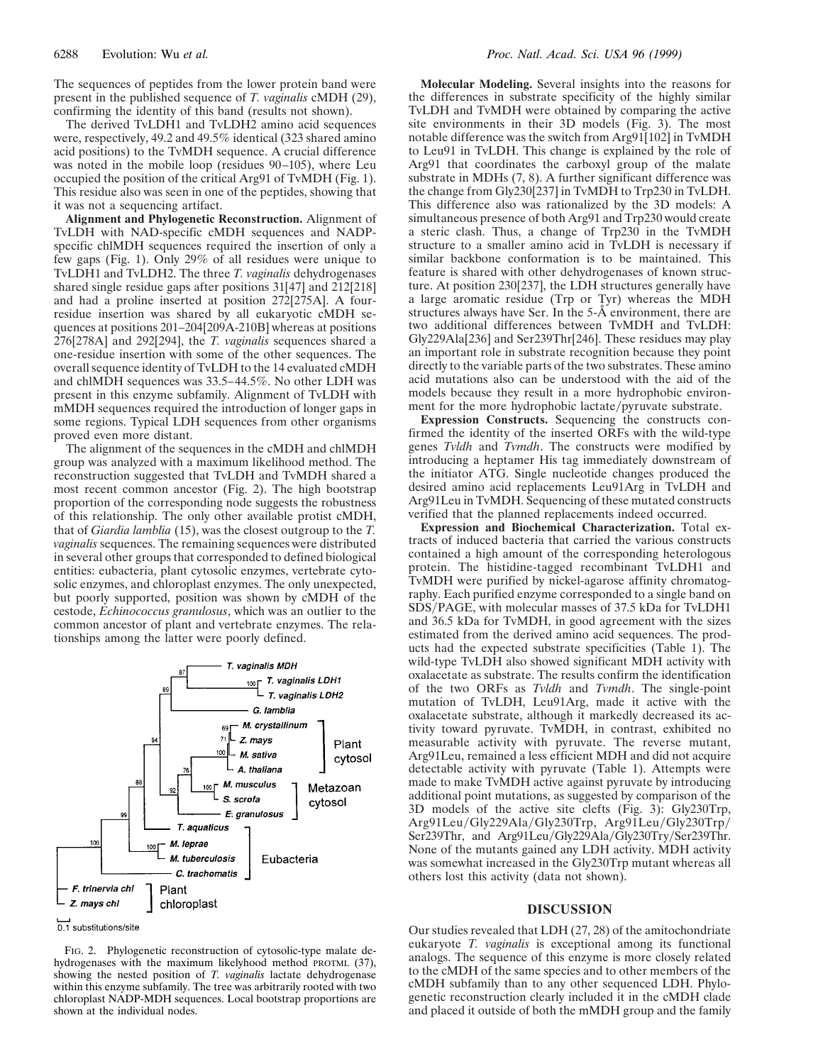The sequences of peptides from the lower protein band were present in the published sequence of *T. vaginalis* cMDH (29), confirming the identity of this band (results not shown).

The derived TvLDH1 and TvLDH2 amino acid sequences were, respectively, 49.2 and 49.5% identical (323 shared amino acid positions) to the TvMDH sequence. A crucial difference was noted in the mobile loop (residues 90–105), where Leu occupied the position of the critical Arg91 of TvMDH (Fig. 1). This residue also was seen in one of the peptides, showing that it was not a sequencing artifact.

**Alignment and Phylogenetic Reconstruction.** Alignment of TvLDH with NAD-specific cMDH sequences and NADP-specific chlMDH sequences required the insertion of only a few gaps (Fig. 1). Only 29% of all residues were unique to TvLDH1 and TvLDH2. The three *T. vaginalis* dehydrogenases shared single residue gaps after positions 31[47] and 212[218] and had a proline inserted at position 272[275A]. A four-residue insertion was shared by all eukaryotic cMDH sequences at positions 201–204[209A-210B] whereas at positions 276[278A] and 292[294], the *T. vaginalis* sequences shared a one-residue insertion with some of the other sequences. The overall sequence identity of TvLDH to the 14 evaluated cMDH and chlMDH sequences was 33.5–44.5%. No other LDH was present in this enzyme subfamily. Alignment of TvLDH with mMDH sequences required the introduction of longer gaps in some regions. Typical LDH sequences from other organisms proved even more distant.

The alignment of the sequences in the cMDH and chlMDH group was analyzed with a maximum likelihood method. The reconstruction suggested that TvLDH and TvMDH shared a most recent common ancestor (Fig. 2). The high bootstrap proportion of the corresponding node suggests the robustness of this relationship. The only other available protist cMDH, that of *Giardia lamblia* (15), was the closest outgroup to the *T. vaginalis* sequences. The remaining sequences were distributed in several other groups that corresponded to defined biological entities: eubacteria, plant cytosolic enzymes, vertebrate cytosolic enzymes, and chloroplast enzymes. The only unexpected, but poorly supported, position was shown by cMDH of the cestode, *Echinococcus granulosus*, which was an outlier to the common ancestor of plant and vertebrate enzymes. The relationships among the latter were poorly defined.

FIG. 2. Phylogenetic reconstruction of cytosolic-type malate dehydrogenases with the maximum likelyhood method PROTML (37), showing the nested position of *T. vaginalis* lactate dehydrogenase within this enzyme subfamily. The tree was arbitrarily rooted with two chloroplast NADP-MDH sequences. Local bootstrap proportions are shown at the individual nodes.

**Molecular Modeling.** Several insights into the reasons for the differences in substrate specificity of the highly similar TvLDH and TvMDH were obtained by comparing the active site environments in their 3D models (Fig. 3). The most notable difference was the switch from Arg91[102] in TvMDH to Leu91 in TvLDH. This change is explained by the role of Arg91 that coordinates the carboxyl group of the malate substrate in MDHs (7, 8). A further significant difference was the change from Gly230[237] in TvMDH to Trp230 in TvLDH. This difference also was rationalized by the 3D models: A simultaneous presence of both Arg91 and Trp230 would create a steric clash. Thus, a change of Trp230 in the TvMDH structure to a smaller amino acid in TvLDH is necessary if similar backbone conformation is to be maintained. This feature is shared with other dehydrogenases of known structure. At position 230[237], the LDH structures generally have a large aromatic residue (Trp or Tyr) whereas the MDH structures always have Ser. In the 5-Å environment, there are two additional differences between TvMDH and TvLDH: Gly229Ala[236] and Ser239Thr[246]. These residues may play an important role in substrate recognition because they point directly to the variable parts of the two substrates. These amino acid mutations also can be understood with the aid of the models because they result in a more hydrophobic environment for the more hydrophobic lactate/pyruvate substrate.

**Expression Constructs.** Sequencing the constructs confirmed the identity of the inserted ORFs with the wild-type genes *Tvldh* and *Tvmdh*. The constructs were modified by introducing a heptamer His tag immediately downstream of the initiator ATG. Single nucleotide changes produced the desired amino acid replacements Leu91Arg in TvLDH and Arg91Leu in TvMDH. Sequencing of these mutated constructs verified that the planned replacements indeed occurred.

**Expression and Biochemical Characterization.** Total extracts of induced bacteria that carried the various constructs contained a high amount of the corresponding heterologous protein. The histidine-tagged recombinant TvLDH1 and TvMDH were purified by nickel-agarose affinity chromatography. Each purified enzyme corresponded to a single band on SDS/PAGE, with molecular masses of 37.5 kDa for TvLDH1 and 36.5 kDa for TvMDH, in good agreement with the sizes estimated from the derived amino acid sequences. The products had the expected substrate specificities (Table 1). The wild-type TvLDH also showed significant MDH activity with oxalacetate as substrate. The results confirm the identification of the two ORFs as *Tvldh* and *Tvmdh*. The single-point mutation of TvLDH, Leu91Arg, made it active with the oxalacetate substrate, although it markedly decreased its activity toward pyruvate. TvMDH, in contrast, exhibited no measurable activity with pyruvate. The reverse mutant, Arg91Leu, remained a less efficient MDH and did not acquire detectable activity with pyruvate (Table 1). Attempts were made to make TvMDH active against pyruvate by introducing additional point mutations, as suggested by comparison of the 3D models of the active site clefts (Fig. 3): Gly230Trp, Arg91Leu/Gly229Ala/Gly230Trp, Arg91Leu/Gly230Trp/Ser239Thr, and Arg91Leu/Gly229Ala/Gly230Try/Ser239Thr. None of the mutants gained any LDH activity. MDH activity was somewhat increased in the Gly230Trp mutant whereas all others lost this activity (data not shown).

## DISCUSSION

Our studies revealed that LDH (27, 28) of the amitochondriate eukaryote *T. vaginalis* is exceptional among its functional analogs. The sequence of this enzyme is more closely related to the cMDH of the same species and to other members of the cMDH subfamily than to any other sequenced LDH. Phylogenetic reconstruction clearly included it in the cMDH clade and placed it outside of both the mMDH group and the family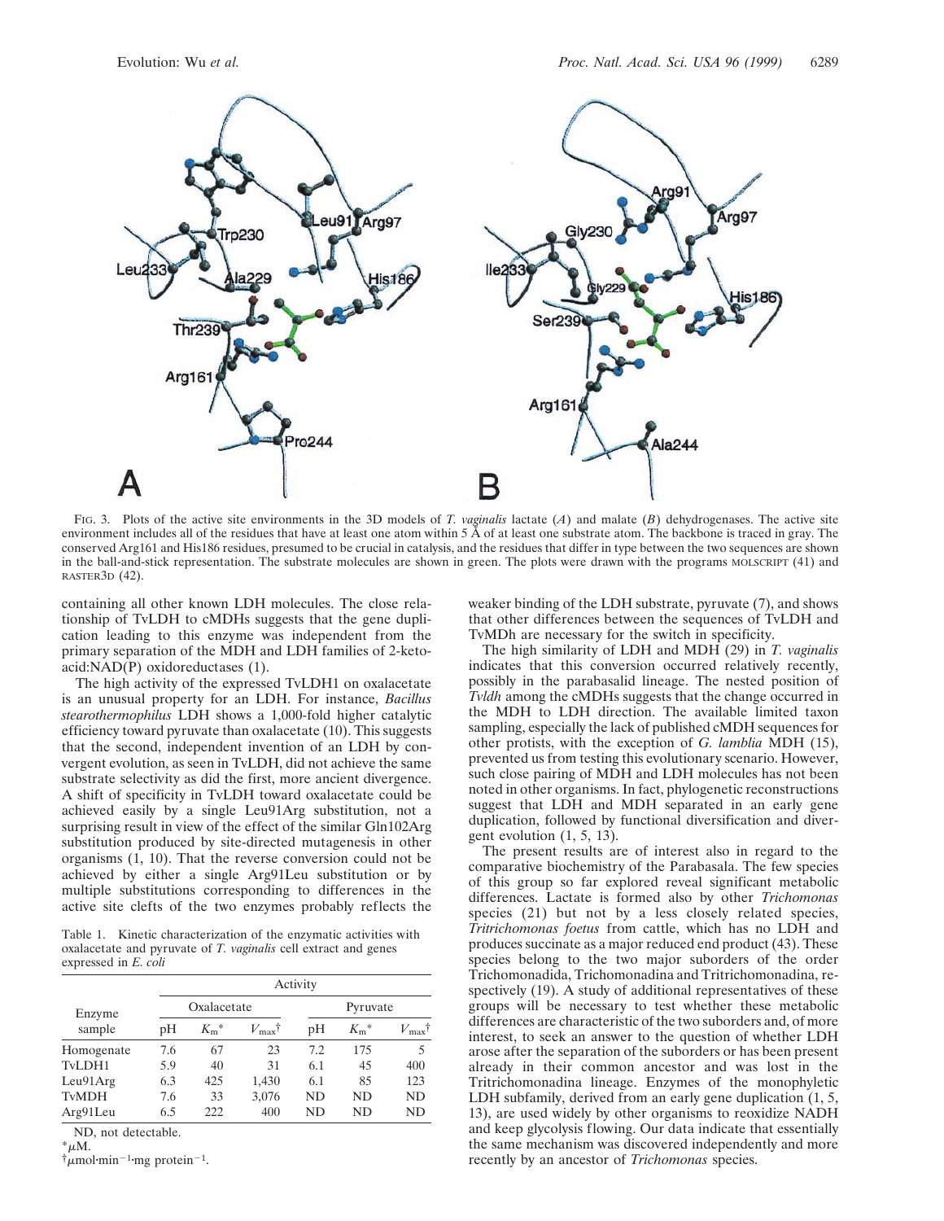FIG. 3. Plots of the active site environments in the 3D models of *T. vaginalis* lactate (*A*) and malate (*B*) dehydrogenases. The active site environment includes all of the residues that have at least one atom within 5 Å of at least one substrate atom. The backbone is traced in gray. The conserved Arg161 and His186 residues, presumed to be crucial in catalysis, and the residues that differ in type between the two sequences are shown in the ball-and-stick representation. The substrate molecules are shown in green. The plots were drawn with the programs MOLSCRIPT (41) and RASTER3D (42).

containing all other known LDH molecules. The close relationship of TvLDH to cMDHs suggests that the gene duplication leading to this enzyme was independent from the primary separation of the MDH and LDH families of 2-keto-acid:NAD(P) oxidoreductases (1).

The high activity of the expressed TvLDH1 on oxalacetate is an unusual property for an LDH. For instance, *Bacillus stearothermophilus* LDH shows a 1,000-fold higher catalytic efficiency toward pyruvate than oxalacetate (10). This suggests that the second, independent invention of an LDH by convergent evolution, as seen in TvLDH, did not achieve the same substrate selectivity as did the first, more ancient divergence. A shift of specificity in TvLDH toward oxalacetate could be achieved easily by a single Leu91Arg substitution, not a surprising result in view of the effect of the similar Gln102Arg substitution produced by site-directed mutagenesis in other organisms (1, 10). That the reverse conversion could not be achieved by either a single Arg91Leu substitution or by multiple substitutions corresponding to differences in the active site clefts of the two enzymes probably reflects the weaker binding of the LDH substrate, pyruvate (7), and shows that other differences between the sequences of TvLDH and TvMDh are necessary for the switch in specificity.

Table 1. Kinetic characterization of the enzymatic activities with oxalacetate and pyruvate of *T. vaginalis* cell extract and genes expressed in *E. coli*

| Enzyme sample | Activity | | | | | |
|---|---|---|---|---|---|---|
| | Oxalacetate | | | Pyruvate | | |
| | pH | $K_m$* | $V_{max}$† | pH | $K_m$* | $V_{max}$† |
| Homogenate | 7.6 | 67 | 23 | 7.2 | 175 | 5 |
| TvLDH1 | 5.9 | 40 | 31 | 6.1 | 45 | 400 |
| Leu91Arg | 6.3 | 425 | 1,430 | 6.1 | 85 | 123 |
| TvMDH | 7.6 | 33 | 3,076 | ND | ND | ND |
| Arg91Leu | 6.5 | 222 | 400 | ND | ND | ND |

ND, not detectable.
*$\mu$M.
†$\mu$mol·min$^{-1}$·mg protein$^{-1}$.

The high similarity of LDH and MDH (29) in *T. vaginalis* indicates that this conversion occurred relatively recently, possibly in the parabasalid lineage. The nested position of *Tvldh* among the cMDHs suggests that the change occurred in the MDH to LDH direction. The available limited taxon sampling, especially the lack of published cMDH sequences for other protists, with the exception of *G. lamblia* MDH (15), prevented us from testing this evolutionary scenario. However, such close pairing of MDH and LDH molecules has not been noted in other organisms. In fact, phylogenetic reconstructions suggest that LDH and MDH separated in an early gene duplication, followed by functional diversification and divergent evolution (1, 5, 13).

The present results are of interest also in regard to the comparative biochemistry of the Parabasala. The few species of this group so far explored reveal significant metabolic differences. Lactate is formed also by other *Trichomonas* species (21) but not by a less closely related species, *Tritrichomonas foetus* from cattle, which has no LDH and produces succinate as a major reduced end product (43). These species belong to the two major suborders of the order Trichomonadida, Trichomonadina and Tritrichomonadina, respectively (19). A study of additional representatives of these groups will be necessary to test whether these metabolic differences are characteristic of the two suborders and, of more interest, to seek an answer to the question of whether LDH arose after the separation of the suborders or has been present already in their common ancestor and was lost in the Tritrichomonadina lineage. Enzymes of the monophyletic LDH subfamily, derived from an early gene duplication (1, 5, 13), are used widely by other organisms to reoxidize NADH and keep glycolysis flowing. Our data indicate that essentially the same mechanism was discovered independently and more recently by an ancestor of *Trichomonas* species.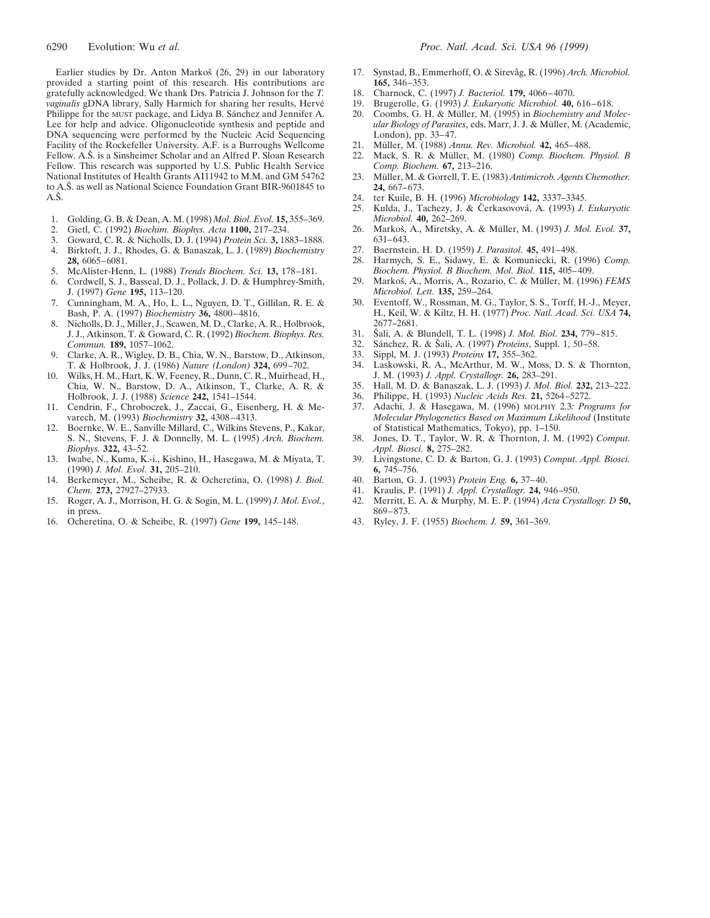Earlier studies by Dr. Anton Markoš (26, 29) in our laboratory provided a starting point of this research. His contributions are gratefully acknowledged. We thank Drs. Patricia J. Johnson for the *T. vaginalis* gDNA library, Sally Harmich for sharing her results, Hervé Philippe for the MUST package, and Lidya B. Sánchez and Jennifer A. Lee for help and advice. Oligonucleotide synthesis and peptide and DNA sequencing were performed by the Nucleic Acid Sequencing Facility of the Rockefeller University. A.F. is a Burroughs Wellcome Fellow. A.Š. is a Sinsheimer Scholar and an Alfred P. Sloan Research Fellow. This research was supported by U.S. Public Health Service National Institutes of Health Grants AI11942 to M.M. and GM 54762 to A.Š. as well as National Science Foundation Grant BIR-9601845 to A.Š.

1. Golding, G. B. & Dean, A. M. (1998) *Mol. Biol. Evol.* **15,** 355–369.
2. Gietl, C. (1992) *Biochim. Biophys. Acta* **1100,** 217–234.
3. Goward, C. R. & Nicholls, D. J. (1994) *Protein Sci.* **3,** 1883–1888.
4. Birktoft, J. J., Rhodes, G. & Banaszak, L. J. (1989) *Biochemistry* **28,** 6065–6081.
5. McAlister-Henn, L. (1988) *Trends Biochem. Sci.* **13,** 178–181.
6. Cordwell, S. J., Basseal, D. J., Pollack, J. D. & Humphrey-Smith, J. (1997) *Gene* **195,** 113–120.
7. Cunningham, M. A., Ho, L. L., Nguyen, D. T., Gillilan, R. E. & Bash, P. A. (1997) *Biochemistry* **36,** 4800–4816.
8. Nicholls, D. J., Miller, J., Scawen, M. D., Clarke, A. R., Holbrook, J. J., Atkinson, T. & Goward, C. R. (1992) *Biochem. Biophys. Res. Commun.* **189,** 1057–1062.
9. Clarke, A. R., Wigley, D. B., Chia, W. N., Barstow, D., Atkinson, T. & Holbrook, J. J. (1986) *Nature (London)* **324,** 699–702.
10. Wilks, H. M., Hart, K. W, Feeney, R., Dunn, C. R., Muirhead, H., Chia, W. N., Barstow, D. A., Atkinson, T., Clarke, A. R. & Holbrook, J. J. (1988) *Science* **242,** 1541–1544.
11. Cendrin, F., Chroboczek, J., Zaccai, G., Eisenberg, H. & Mevarech, M. (1993) *Biochemistry* **32,** 4308–4313.
12. Boernke, W. E., Sanville Millard, C., Wilkins Stevens, P., Kakar, S. N., Stevens, F. J. & Donnelly, M. L. (1995) *Arch. Biochem. Biophys.* **322,** 43–52.
13. Iwabe, N., Kuma, K.-i., Kishino, H., Hasegawa, M. & Miyata, T. (1990) *J. Mol. Evol.* **31,** 205–210.
14. Berkemeyer, M., Scheibe, R. & Ocheretina, O. (1998) *J. Biol. Chem.* **273,** 27927–27933.
15. Roger, A. J., Morrison, H. G. & Sogin, M. L. (1999) *J. Mol. Evol.*, in press.
16. Ocheretina, O. & Scheibe, R. (1997) *Gene* **199,** 145–148.
17. Synstad, B., Emmerhoff, O. & Sirevåg, R. (1996) *Arch. Microbiol.* **165,** 346–353.
18. Charnock, C. (1997) *J. Bacteriol.* **179,** 4066–4070.
19. Brugerolle, G. (1993) *J. Eukaryotic Microbiol.* **40,** 616–618.
20. Coombs, G. H. & Müller, M. (1995) in *Biochemistry and Molecular Biology of Parasites*, eds. Marr, J. J. & Müller, M. (Academic, London), pp. 33–47.
21. Müller, M. (1988) *Annu. Rev. Microbiol.* **42,** 465–488.
22. Mack, S. R. & Müller, M. (1980) *Comp. Biochem. Physiol. B Comp. Biochem.* **67,** 213–216.
23. Müller, M. & Gorrell, T. E. (1983) *Antimicrob. Agents Chemother.* **24,** 667–673.
24. ter Kuile, B. H. (1996) *Microbiology* **142,** 3337–3345.
25. Kulda, J., Tachezy, J. & Čerkasovová, A. (1993) *J. Eukaryotic Microbiol.* **40,** 262–269.
26. Markoš, A., Miretsky, A. & Müller, M. (1993) *J. Mol. Evol.* **37,** 631–643.
27. Baernstein, H. D. (1959) *J. Parasitol.* **45,** 491–498.
28. Harmych, S. E., Sidawy, E. & Komuniecki, R. (1996) *Comp. Biochem. Physiol. B Biochem. Mol. Biol.* **115,** 405–409.
29. Markoš, A., Morris, A., Rozario, C. & Müller, M. (1996) *FEMS Microbiol. Lett.* **135,** 259–264.
30. Eventoff, W., Rossman, M. G., Taylor, S. S., Torff, H.-J., Meyer, H., Keil, W. & Kiltz, H. H. (1977) *Proc. Natl. Acad. Sci. USA* **74,** 2677–2681.
31. Šali, A. & Blundell, T. L. (1998) *J. Mol. Biol.* **234,** 779–815.
32. Sánchez, R. & Šali, A. (1997) *Proteins*, Suppl. 1, 50–58.
33. Sippl, M. J. (1993) *Proteins* **17,** 355–362.
34. Laskowski, R. A., McArthur, M. W., Moss, D. S. & Thornton, J. M. (1993) *J. Appl. Crystallogr.* **26,** 283–291.
35. Hall, M. D. & Banaszak, L. J. (1993) *J. Mol. Biol.* **232,** 213–222.
36. Philippe, H. (1993) *Nucleic Acids Res.* **21,** 5264–5272.
37. Adachi, J. & Hasegawa, M. (1996) MOLPHY 2.3*: Programs for Molecular Phylogenetics Based on Maximum Likelihood* (Institute of Statistical Mathematics, Tokyo), pp. 1–150.
38. Jones, D. T., Taylor, W. R. & Thornton, J. M. (1992) *Comput. Appl. Biosci.* **8,** 275–282.
39. Livingstone, C. D. & Barton, G. J. (1993) *Comput. Appl. Biosci.* **6,** 745–756.
40. Barton, G. J. (1993) *Protein Eng.* **6,** 37–40.
41. Kraulis, P. (1991) *J. Appl. Crystallogr.* **24,** 946–950.
42. Merritt, E. A. & Murphy, M. E. P. (1994) *Acta Crystallogr. D* **50,** 869–873.
43. Ryley, J. F. (1955) *Biochem. J.* **59,** 361–369.